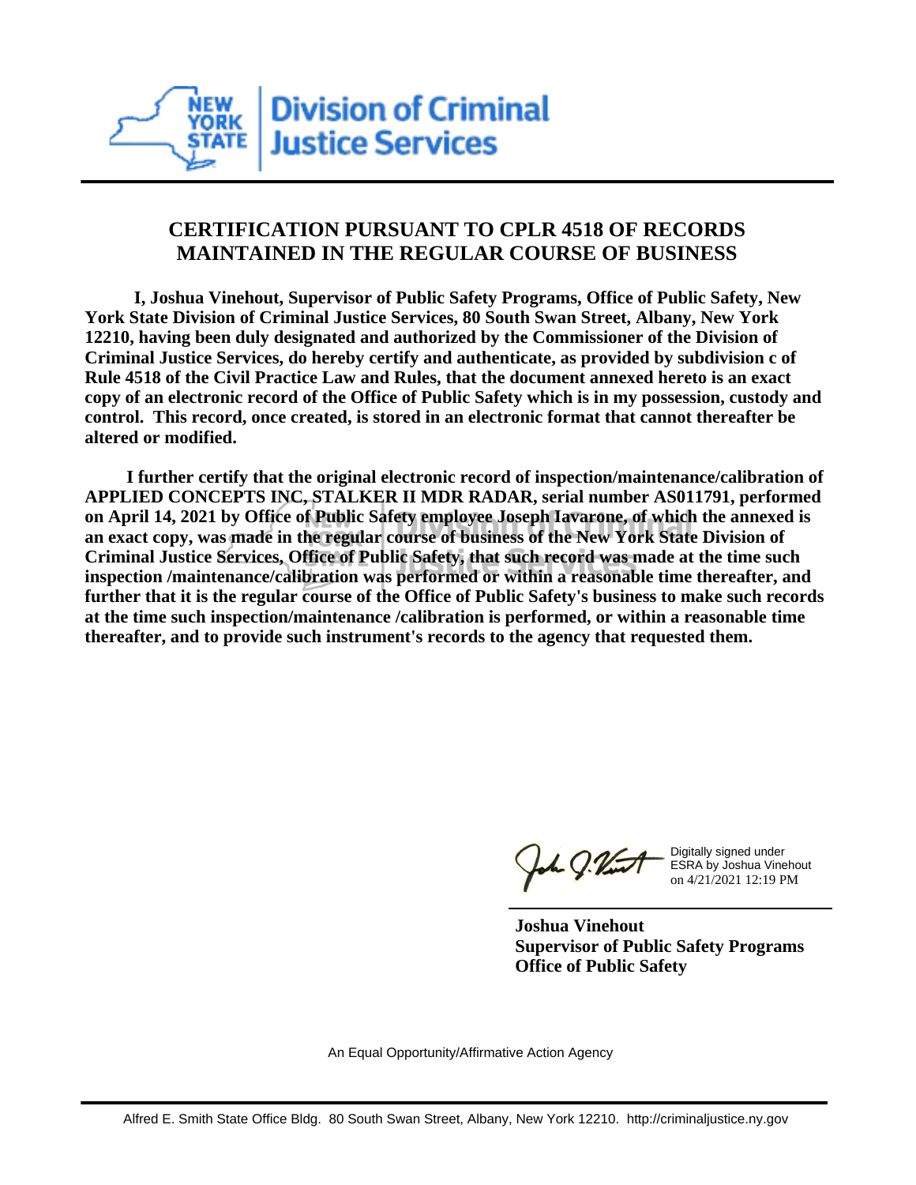New York State Division of Criminal Justice Services

# CERTIFICATION PURSUANT TO CPLR 4518 OF RECORDS MAINTAINED IN THE REGULAR COURSE OF BUSINESS

**I, Joshua Vinehout, Supervisor of Public Safety Programs, Office of Public Safety, New York State Division of Criminal Justice Services, 80 South Swan Street, Albany, New York 12210, having been duly designated and authorized by the Commissioner of the Division of Criminal Justice Services, do hereby certify and authenticate, as provided by subdivision c of Rule 4518 of the Civil Practice Law and Rules, that the document annexed hereto is an exact copy of an electronic record of the Office of Public Safety which is in my possession, custody and control. This record, once created, is stored in an electronic format that cannot thereafter be altered or modified.**

**I further certify that the original electronic record of inspection/maintenance/calibration of APPLIED CONCEPTS INC, STALKER II MDR RADAR, serial number AS011791, performed on April 14, 2021 by Office of Public Safety employee Joseph Iavarone, of which the annexed is an exact copy, was made in the regular course of business of the New York State Division of Criminal Justice Services, Office of Public Safety, that such record was made at the time such inspection /maintenance/calibration was performed or within a reasonable time thereafter, and further that it is the regular course of the Office of Public Safety's business to make such records at the time such inspection/maintenance /calibration is performed, or within a reasonable time thereafter, and to provide such instrument's records to the agency that requested them.**

Digitally signed under ESRA by Joshua Vinehout on 4/21/2021 12:19 PM

**Joshua Vinehout**
**Supervisor of Public Safety Programs**
**Office of Public Safety**

An Equal Opportunity/Affirmative Action Agency

Alfred E. Smith State Office Bldg. 80 South Swan Street, Albany, New York 12210. http://criminaljustice.ny.gov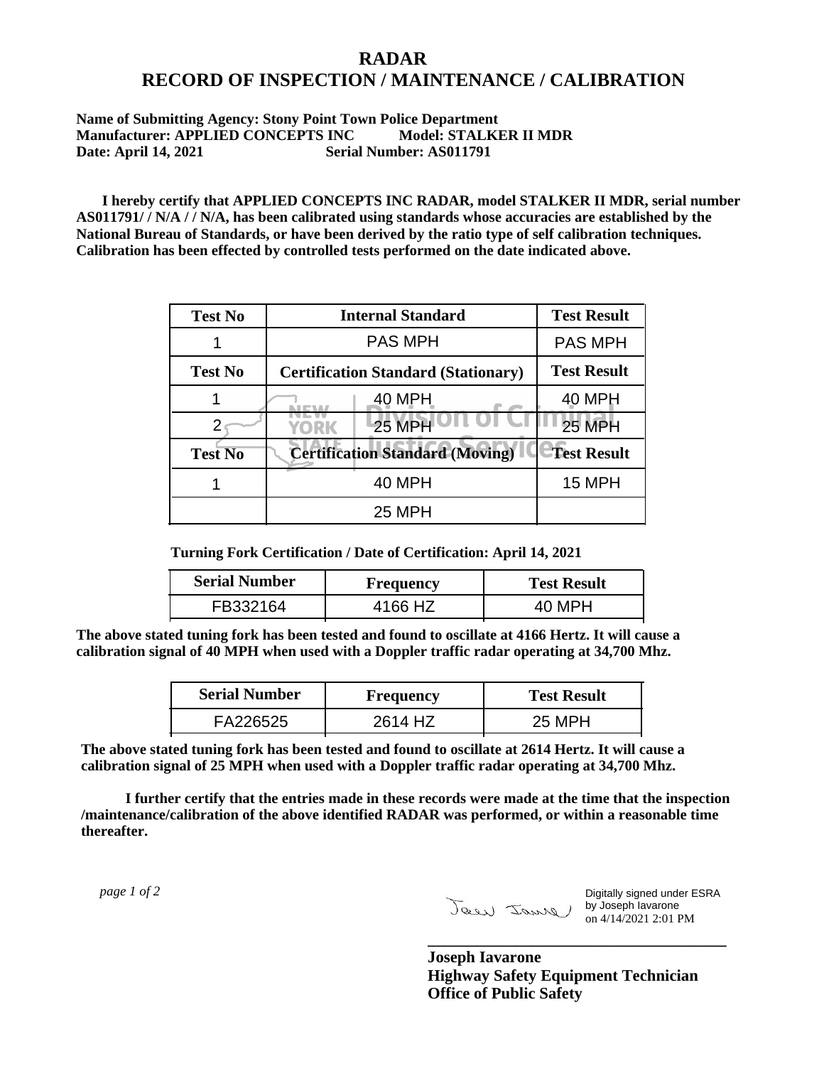# RADAR
# RECORD OF INSPECTION / MAINTENANCE / CALIBRATION

**Name of Submitting Agency: Stony Point Town Police Department**
**Manufacturer: APPLIED CONCEPTS INC Model: STALKER II MDR**
**Date: April 14, 2021 Serial Number: AS011791**

**I hereby certify that APPLIED CONCEPTS INC RADAR, model STALKER II MDR, serial number AS011791/ / N/A / / N/A, has been calibrated using standards whose accuracies are established by the National Bureau of Standards, or have been derived by the ratio type of self calibration techniques. Calibration has been effected by controlled tests performed on the date indicated above.**

| Test No | Internal Standard | Test Result |
|---|---|---|
| 1 | PAS MPH | PAS MPH |
| **Test No** | **Certification Standard (Stationary)** | **Test Result** |
| 1 | 40 MPH | 40 MPH |
| 2 | 25 MPH | 25 MPH |
| **Test No** | **Certification Standard (Moving)** | **Test Result** |
| 1 | 40 MPH | 15 MPH |
| | 25 MPH | |

**Turning Fork Certification / Date of Certification: April 14, 2021**

| Serial Number | Frequency | Test Result |
|---|---|---|
| FB332164 | 4166 HZ | 40 MPH |

**The above stated tuning fork has been tested and found to oscillate at 4166 Hertz. It will cause a calibration signal of 40 MPH when used with a Doppler traffic radar operating at 34,700 Mhz.**

| Serial Number | Frequency | Test Result |
|---|---|---|
| FA226525 | 2614 HZ | 25 MPH |

**The above stated tuning fork has been tested and found to oscillate at 2614 Hertz. It will cause a calibration signal of 25 MPH when used with a Doppler traffic radar operating at 34,700 Mhz.**

**I further certify that the entries made in these records were made at the time that the inspection /maintenance/calibration of the above identified RADAR was performed, or within a reasonable time thereafter.**

*page 1 of 2*

Digitally signed under ESRA by Joseph Iavarone on 4/14/2021 2:01 PM

**Joseph Iavarone**
**Highway Safety Equipment Technician**
**Office of Public Safety**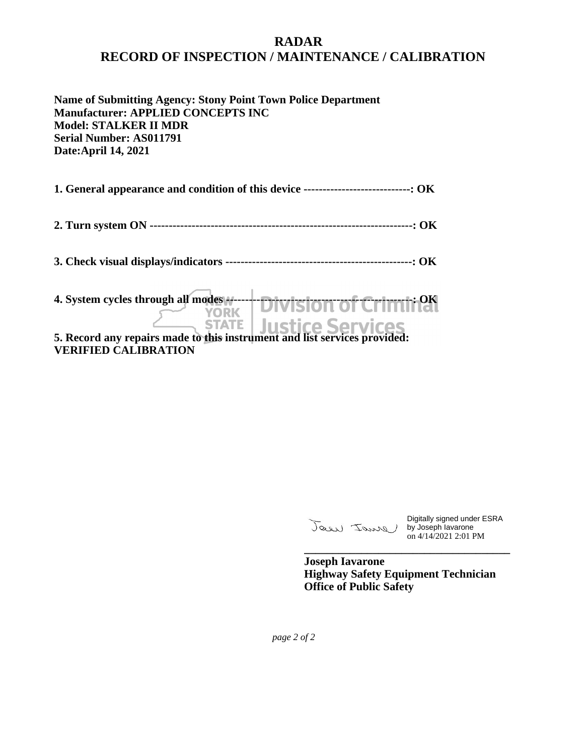# RADAR
# RECORD OF INSPECTION / MAINTENANCE / CALIBRATION

**Name of Submitting Agency: Stony Point Town Police Department**
**Manufacturer: APPLIED CONCEPTS INC**
**Model: STALKER II MDR**
**Serial Number: AS011791**
**Date:April 14, 2021**

**1. General appearance and condition of this device ----------------------------: OK**

**2. Turn system ON --------------------------------------------------------------------: OK**

**3. Check visual displays/indicators -------------------------------------------------: OK**

**4. System cycles through all modes ------------------------------------------------: OK**

**5. Record any repairs made to this instrument and list services provided:**
**VERIFIED CALIBRATION**

Digitally signed under ESRA by Joseph Iavarone on 4/14/2021 2:01 PM

**Joseph Iavarone**
**Highway Safety Equipment Technician**
**Office of Public Safety**